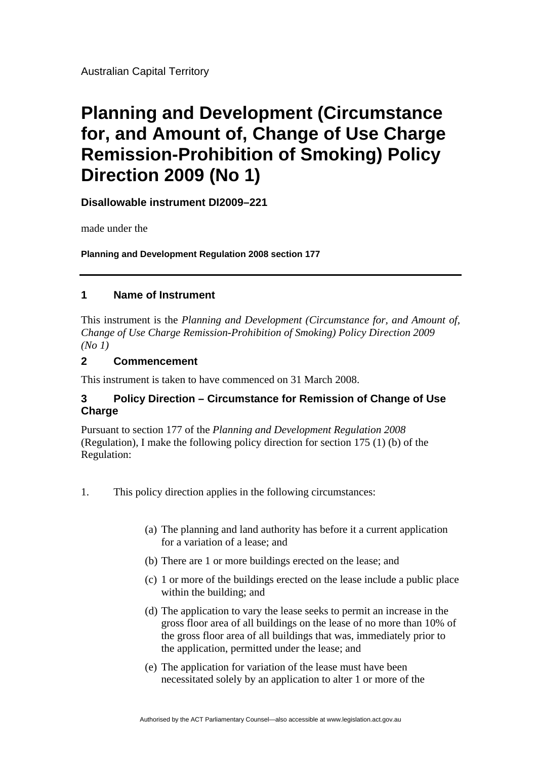Australian Capital Territory

# Planning and Development (Circumstance for, and Amount of, Change of Use Charge Remission-Prohibition of Smoking) Policy Direction 2009 (No 1)

**Disallowable instrument DI2009–221**

made under the

**Planning and Development Regulation 2008 section 177**

---

## 1 Name of Instrument

This instrument is the *Planning and Development (Circumstance for, and Amount of, Change of Use Charge Remission-Prohibition of Smoking) Policy Direction 2009 (No 1)*

## 2 Commencement

This instrument is taken to have commenced on 31 March 2008.

## 3 Policy Direction – Circumstance for Remission of Change of Use Charge

Pursuant to section 177 of the *Planning and Development Regulation 2008* (Regulation), I make the following policy direction for section 175 (1) (b) of the Regulation:

1. This policy direction applies in the following circumstances:

   (a) The planning and land authority has before it a current application for a variation of a lease; and

   (b) There are 1 or more buildings erected on the lease; and

   (c) 1 or more of the buildings erected on the lease include a public place within the building; and

   (d) The application to vary the lease seeks to permit an increase in the gross floor area of all buildings on the lease of no more than 10% of the gross floor area of all buildings that was, immediately prior to the application, permitted under the lease; and

   (e) The application for variation of the lease must have been necessitated solely by an application to alter 1 or more of the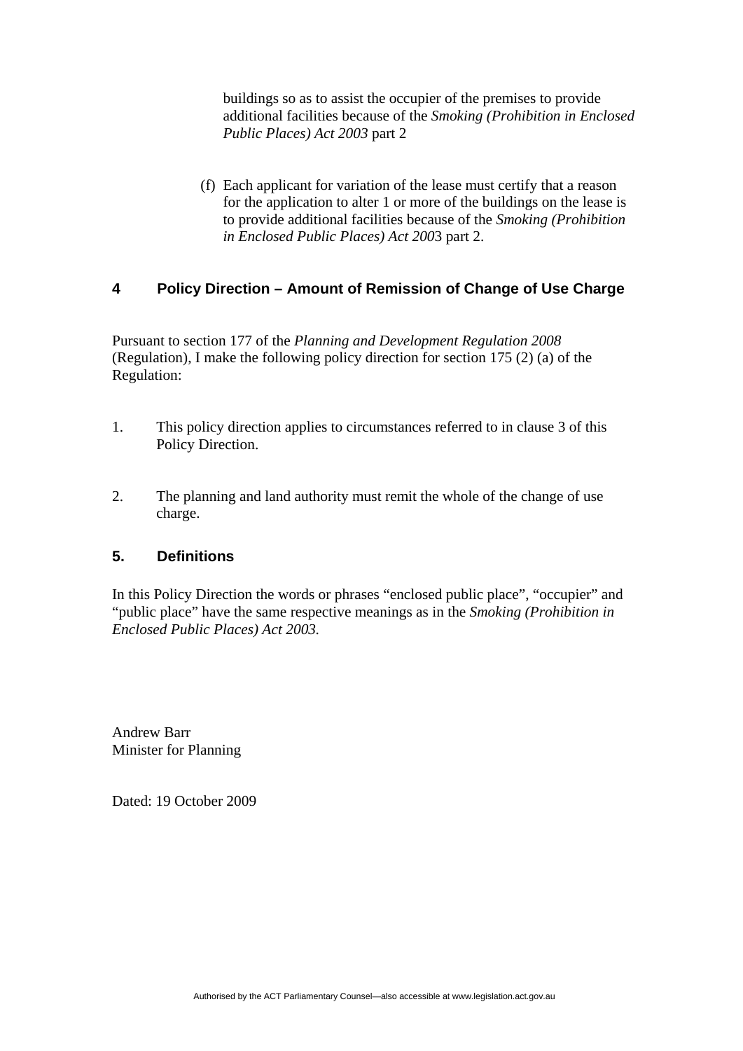buildings so as to assist the occupier of the premises to provide additional facilities because of the *Smoking (Prohibition in Enclosed Public Places) Act 2003* part 2

(f) Each applicant for variation of the lease must certify that a reason for the application to alter 1 or more of the buildings on the lease is to provide additional facilities because of the *Smoking (Prohibition in Enclosed Public Places) Act 200*3 part 2.

## 4 Policy Direction – Amount of Remission of Change of Use Charge

Pursuant to section 177 of the *Planning and Development Regulation 2008* (Regulation), I make the following policy direction for section 175 (2) (a) of the Regulation:

1. This policy direction applies to circumstances referred to in clause 3 of this Policy Direction.

2. The planning and land authority must remit the whole of the change of use charge.

## 5. Definitions

In this Policy Direction the words or phrases "enclosed public place", "occupier" and "public place" have the same respective meanings as in the *Smoking (Prohibition in Enclosed Public Places) Act 2003.*

Andrew Barr
Minister for Planning

Dated: 19 October 2009